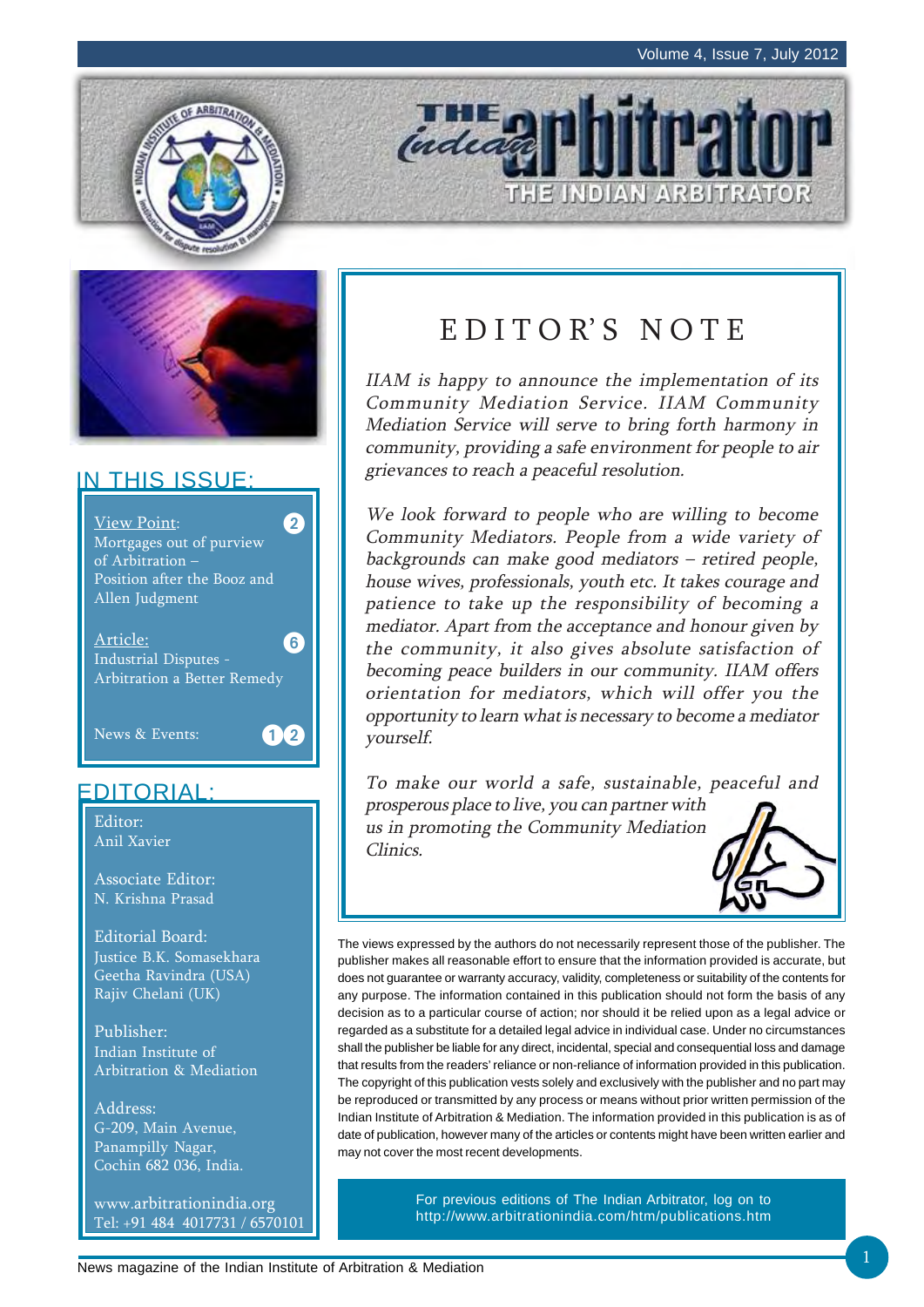# THE Indian arbitrator

THE INDIAN ARBITRATOR

## IN THIS ISSUE:

View Point: Mortgages out of purview of Arbitration – Position after the Booz and Allen Judgment — 2

Article: Industrial Disputes - Arbitration a Better Remedy — 6

News & Events: — 12

## EDITORIAL:

Editor:
Anil Xavier

Associate Editor:
N. Krishna Prasad

Editorial Board:
Justice B.K. Somasekhara
Geetha Ravindra (USA)
Rajiv Chelani (UK)

Publisher:
Indian Institute of Arbitration & Mediation

Address:
G-209, Main Avenue,
Panampilly Nagar,
Cochin 682 036, India.

www.arbitrationindia.org
Tel: +91 484 4017731 / 6570101

## EDITOR'S NOTE

*IIAM is happy to announce the implementation of its Community Mediation Service. IIAM Community Mediation Service will serve to bring forth harmony in community, providing a safe environment for people to air grievances to reach a peaceful resolution.*

*We look forward to people who are willing to become Community Mediators. People from a wide variety of backgrounds can make good mediators – retired people, house wives, professionals, youth etc. It takes courage and patience to take up the responsibility of becoming a mediator. Apart from the acceptance and honour given by the community, it also gives absolute satisfaction of becoming peace builders in our community. IIAM offers orientation for mediators, which will offer you the opportunity to learn what is necessary to become a mediator yourself.*

*To make our world a safe, sustainable, peaceful and prosperous place to live, you can partner with us in promoting the Community Mediation Clinics.*

The views expressed by the authors do not necessarily represent those of the publisher. The publisher makes all reasonable effort to ensure that the information provided is accurate, but does not guarantee or warranty accuracy, validity, completeness or suitability of the contents for any purpose. The information contained in this publication should not form the basis of any decision as to a particular course of action; nor should it be relied upon as a legal advice or regarded as a substitute for a detailed legal advice in individual case. Under no circumstances shall the publisher be liable for any direct, incidental, special and consequential loss and damage that results from the readers' reliance or non-reliance of information provided in this publication. The copyright of this publication vests solely and exclusively with the publisher and no part may be reproduced or transmitted by any process or means without prior written permission of the Indian Institute of Arbitration & Mediation. The information provided in this publication is as of date of publication, however many of the articles or contents might have been written earlier and may not cover the most recent developments.

For previous editions of The Indian Arbitrator, log on to http://www.arbitrationindia.com/htm/publications.htm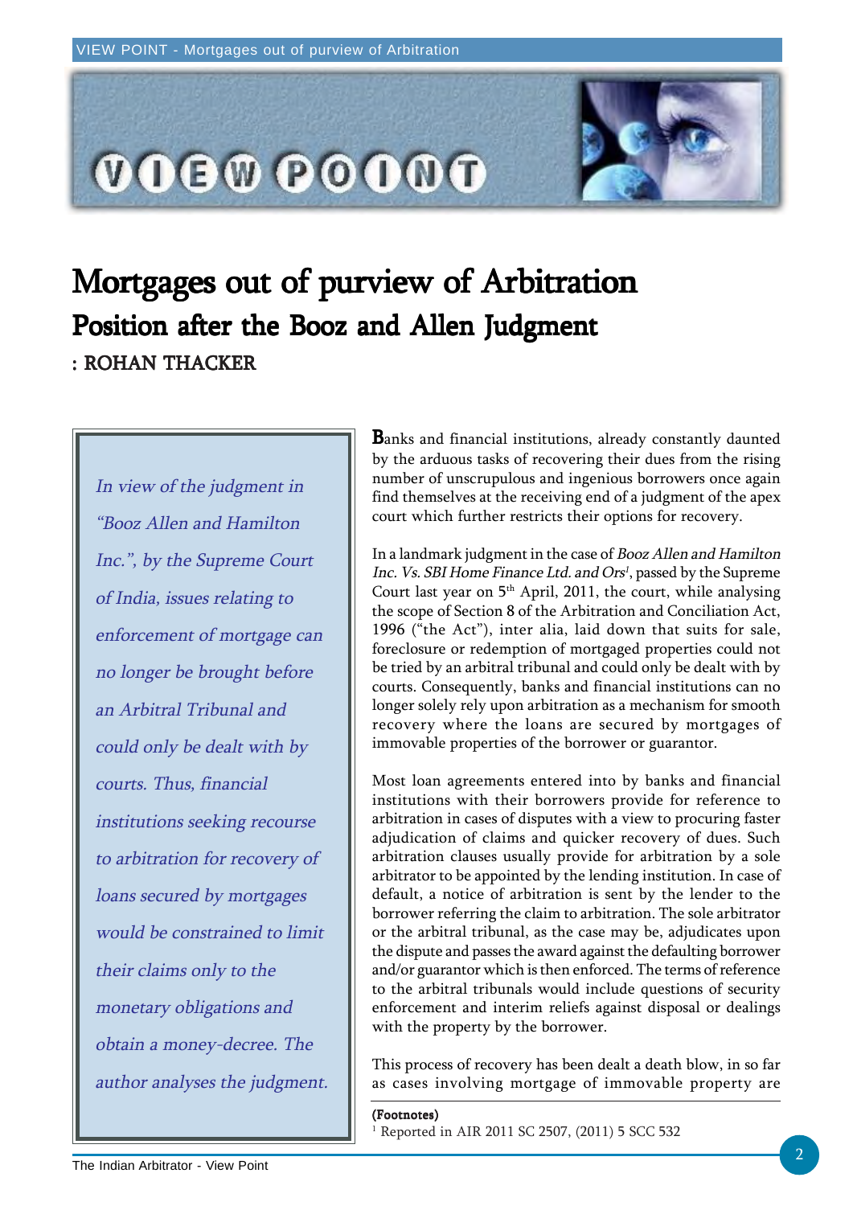# Mortgages out of purview of Arbitration

## Position after the Booz and Allen Judgment

: ROHAN THACKER

*In view of the judgment in "Booz Allen and Hamilton Inc.", by the Supreme Court of India, issues relating to enforcement of mortgage can no longer be brought before an Arbitral Tribunal and could only be dealt with by courts. Thus, financial institutions seeking recourse to arbitration for recovery of loans secured by mortgages would be constrained to limit their claims only to the monetary obligations and obtain a money-decree. The author analyses the judgment.*

Banks and financial institutions, already constantly daunted by the arduous tasks of recovering their dues from the rising number of unscrupulous and ingenious borrowers once again find themselves at the receiving end of a judgment of the apex court which further restricts their options for recovery.

In a landmark judgment in the case of *Booz Allen and Hamilton Inc. Vs. SBI Home Finance Ltd. and Ors*[1], passed by the Supreme Court last year on 5th April, 2011, the court, while analysing the scope of Section 8 of the Arbitration and Conciliation Act, 1996 ("the Act"), inter alia, laid down that suits for sale, foreclosure or redemption of mortgaged properties could not be tried by an arbitral tribunal and could only be dealt with by courts. Consequently, banks and financial institutions can no longer solely rely upon arbitration as a mechanism for smooth recovery where the loans are secured by mortgages of immovable properties of the borrower or guarantor.

Most loan agreements entered into by banks and financial institutions with their borrowers provide for reference to arbitration in cases of disputes with a view to procuring faster adjudication of claims and quicker recovery of dues. Such arbitration clauses usually provide for arbitration by a sole arbitrator to be appointed by the lending institution. In case of default, a notice of arbitration is sent by the lender to the borrower referring the claim to arbitration. The sole arbitrator or the arbitral tribunal, as the case may be, adjudicates upon the dispute and passes the award against the defaulting borrower and/or guarantor which is then enforced. The terms of reference to the arbitral tribunals would include questions of security enforcement and interim reliefs against disposal or dealings with the property by the borrower.

This process of recovery has been dealt a death blow, in so far as cases involving mortgage of immovable property are

**(Footnotes)**

[1] Reported in AIR 2011 SC 2507, (2011) 5 SCC 532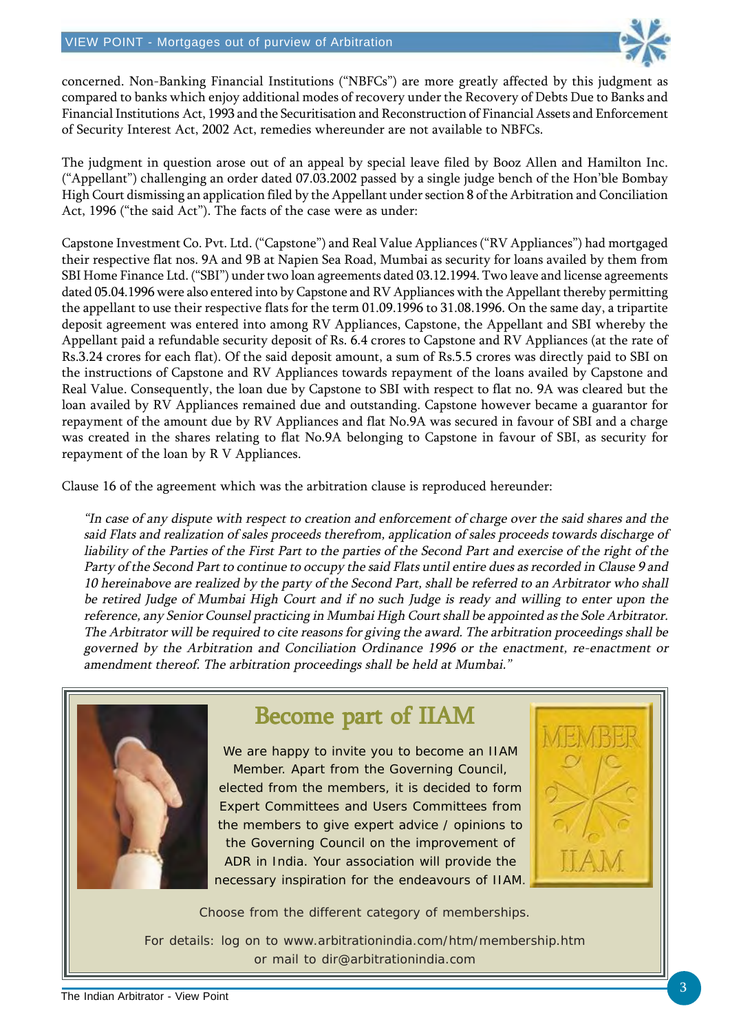concerned. Non-Banking Financial Institutions ("NBFCs") are more greatly affected by this judgment as compared to banks which enjoy additional modes of recovery under the Recovery of Debts Due to Banks and Financial Institutions Act, 1993 and the Securitisation and Reconstruction of Financial Assets and Enforcement of Security Interest Act, 2002 Act, remedies whereunder are not available to NBFCs.

The judgment in question arose out of an appeal by special leave filed by Booz Allen and Hamilton Inc. ("Appellant") challenging an order dated 07.03.2002 passed by a single judge bench of the Hon'ble Bombay High Court dismissing an application filed by the Appellant under section 8 of the Arbitration and Conciliation Act, 1996 ("the said Act"). The facts of the case were as under:

Capstone Investment Co. Pvt. Ltd. ("Capstone") and Real Value Appliances ("RV Appliances") had mortgaged their respective flat nos. 9A and 9B at Napien Sea Road, Mumbai as security for loans availed by them from SBI Home Finance Ltd. ("SBI") under two loan agreements dated 03.12.1994. Two leave and license agreements dated 05.04.1996 were also entered into by Capstone and RV Appliances with the Appellant thereby permitting the appellant to use their respective flats for the term 01.09.1996 to 31.08.1996. On the same day, a tripartite deposit agreement was entered into among RV Appliances, Capstone, the Appellant and SBI whereby the Appellant paid a refundable security deposit of Rs. 6.4 crores to Capstone and RV Appliances (at the rate of Rs.3.24 crores for each flat). Of the said deposit amount, a sum of Rs.5.5 crores was directly paid to SBI on the instructions of Capstone and RV Appliances towards repayment of the loans availed by Capstone and Real Value. Consequently, the loan due by Capstone to SBI with respect to flat no. 9A was cleared but the loan availed by RV Appliances remained due and outstanding. Capstone however became a guarantor for repayment of the amount due by RV Appliances and flat No.9A was secured in favour of SBI and a charge was created in the shares relating to flat No.9A belonging to Capstone in favour of SBI, as security for repayment of the loan by R V Appliances.

Clause 16 of the agreement which was the arbitration clause is reproduced hereunder:

> *"In case of any dispute with respect to creation and enforcement of charge over the said shares and the said Flats and realization of sales proceeds therefrom, application of sales proceeds towards discharge of liability of the Parties of the First Part to the parties of the Second Part and exercise of the right of the Party of the Second Part to continue to occupy the said Flats until entire dues as recorded in Clause 9 and 10 hereinabove are realized by the party of the Second Part, shall be referred to an Arbitrator who shall be retired Judge of Mumbai High Court and if no such Judge is ready and willing to enter upon the reference, any Senior Counsel practicing in Mumbai High Court shall be appointed as the Sole Arbitrator. The Arbitrator will be required to cite reasons for giving the award. The arbitration proceedings shall be governed by the Arbitration and Conciliation Ordinance 1996 or the enactment, re-enactment or amendment thereof. The arbitration proceedings shall be held at Mumbai."*

## Become part of IIAM

We are happy to invite you to become an IIAM Member. Apart from the Governing Council, elected from the members, it is decided to form Expert Committees and Users Committees from the members to give expert advice / opinions to the Governing Council on the improvement of ADR in India. Your association will provide the necessary inspiration for the endeavours of IIAM.

Choose from the different category of memberships.

For details: log on to www.arbitrationindia.com/htm/membership.htm or mail to dir@arbitrationindia.com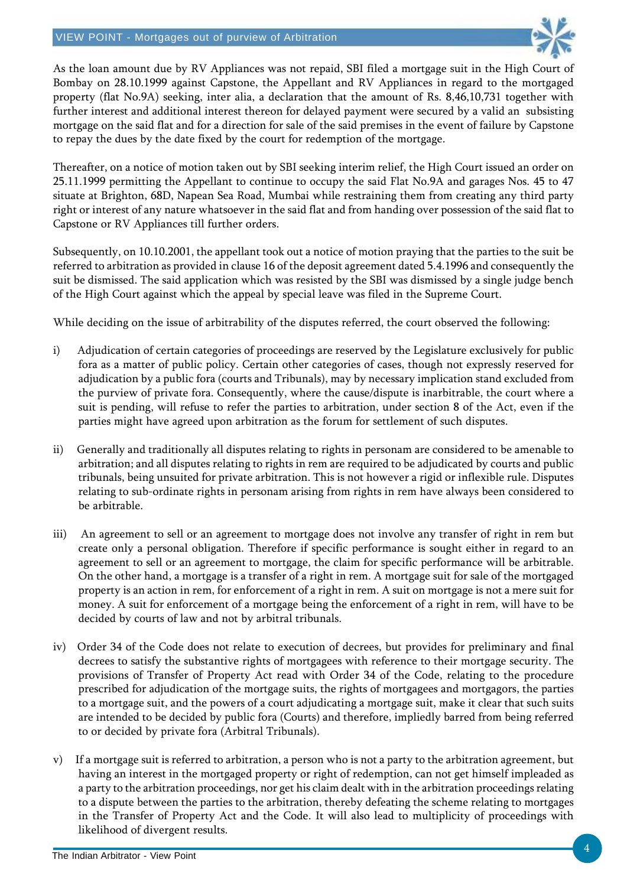As the loan amount due by RV Appliances was not repaid, SBI filed a mortgage suit in the High Court of Bombay on 28.10.1999 against Capstone, the Appellant and RV Appliances in regard to the mortgaged property (flat No.9A) seeking, inter alia, a declaration that the amount of Rs. 8,46,10,731 together with further interest and additional interest thereon for delayed payment were secured by a valid an subsisting mortgage on the said flat and for a direction for sale of the said premises in the event of failure by Capstone to repay the dues by the date fixed by the court for redemption of the mortgage.

Thereafter, on a notice of motion taken out by SBI seeking interim relief, the High Court issued an order on 25.11.1999 permitting the Appellant to continue to occupy the said Flat No.9A and garages Nos. 45 to 47 situate at Brighton, 68D, Napean Sea Road, Mumbai while restraining them from creating any third party right or interest of any nature whatsoever in the said flat and from handing over possession of the said flat to Capstone or RV Appliances till further orders.

Subsequently, on 10.10.2001, the appellant took out a notice of motion praying that the parties to the suit be referred to arbitration as provided in clause 16 of the deposit agreement dated 5.4.1996 and consequently the suit be dismissed. The said application which was resisted by the SBI was dismissed by a single judge bench of the High Court against which the appeal by special leave was filed in the Supreme Court.

While deciding on the issue of arbitrability of the disputes referred, the court observed the following:

i) Adjudication of certain categories of proceedings are reserved by the Legislature exclusively for public fora as a matter of public policy. Certain other categories of cases, though not expressly reserved for adjudication by a public fora (courts and Tribunals), may by necessary implication stand excluded from the purview of private fora. Consequently, where the cause/dispute is inarbitrable, the court where a suit is pending, will refuse to refer the parties to arbitration, under section 8 of the Act, even if the parties might have agreed upon arbitration as the forum for settlement of such disputes.

ii) Generally and traditionally all disputes relating to rights in personam are considered to be amenable to arbitration; and all disputes relating to rights in rem are required to be adjudicated by courts and public tribunals, being unsuited for private arbitration. This is not however a rigid or inflexible rule. Disputes relating to sub-ordinate rights in personam arising from rights in rem have always been considered to be arbitrable.

iii) An agreement to sell or an agreement to mortgage does not involve any transfer of right in rem but create only a personal obligation. Therefore if specific performance is sought either in regard to an agreement to sell or an agreement to mortgage, the claim for specific performance will be arbitrable. On the other hand, a mortgage is a transfer of a right in rem. A mortgage suit for sale of the mortgaged property is an action in rem, for enforcement of a right in rem. A suit on mortgage is not a mere suit for money. A suit for enforcement of a mortgage being the enforcement of a right in rem, will have to be decided by courts of law and not by arbitral tribunals.

iv) Order 34 of the Code does not relate to execution of decrees, but provides for preliminary and final decrees to satisfy the substantive rights of mortgagees with reference to their mortgage security. The provisions of Transfer of Property Act read with Order 34 of the Code, relating to the procedure prescribed for adjudication of the mortgage suits, the rights of mortgagees and mortgagors, the parties to a mortgage suit, and the powers of a court adjudicating a mortgage suit, make it clear that such suits are intended to be decided by public fora (Courts) and therefore, impliedly barred from being referred to or decided by private fora (Arbitral Tribunals).

v) If a mortgage suit is referred to arbitration, a person who is not a party to the arbitration agreement, but having an interest in the mortgaged property or right of redemption, can not get himself impleaded as a party to the arbitration proceedings, nor get his claim dealt with in the arbitration proceedings relating to a dispute between the parties to the arbitration, thereby defeating the scheme relating to mortgages in the Transfer of Property Act and the Code. It will also lead to multiplicity of proceedings with likelihood of divergent results.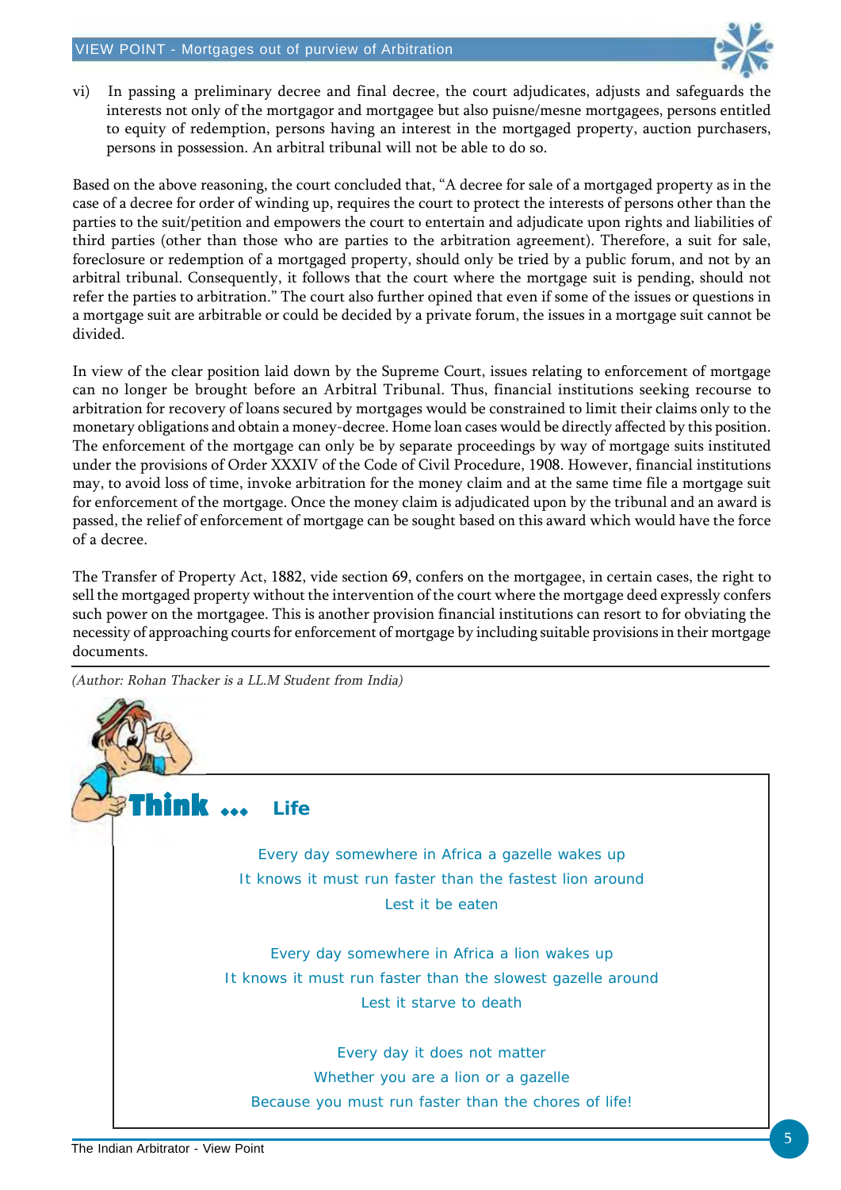vi) In passing a preliminary decree and final decree, the court adjudicates, adjusts and safeguards the interests not only of the mortgagor and mortgagee but also puisne/mesne mortgagees, persons entitled to equity of redemption, persons having an interest in the mortgaged property, auction purchasers, persons in possession. An arbitral tribunal will not be able to do so.

Based on the above reasoning, the court concluded that, "A decree for sale of a mortgaged property as in the case of a decree for order of winding up, requires the court to protect the interests of persons other than the parties to the suit/petition and empowers the court to entertain and adjudicate upon rights and liabilities of third parties (other than those who are parties to the arbitration agreement). Therefore, a suit for sale, foreclosure or redemption of a mortgaged property, should only be tried by a public forum, and not by an arbitral tribunal. Consequently, it follows that the court where the mortgage suit is pending, should not refer the parties to arbitration." The court also further opined that even if some of the issues or questions in a mortgage suit are arbitrable or could be decided by a private forum, the issues in a mortgage suit cannot be divided.

In view of the clear position laid down by the Supreme Court, issues relating to enforcement of mortgage can no longer be brought before an Arbitral Tribunal. Thus, financial institutions seeking recourse to arbitration for recovery of loans secured by mortgages would be constrained to limit their claims only to the monetary obligations and obtain a money-decree. Home loan cases would be directly affected by this position. The enforcement of the mortgage can only be by separate proceedings by way of mortgage suits instituted under the provisions of Order XXXIV of the Code of Civil Procedure, 1908. However, financial institutions may, to avoid loss of time, invoke arbitration for the money claim and at the same time file a mortgage suit for enforcement of the mortgage. Once the money claim is adjudicated upon by the tribunal and an award is passed, the relief of enforcement of mortgage can be sought based on this award which would have the force of a decree.

The Transfer of Property Act, 1882, vide section 69, confers on the mortgagee, in certain cases, the right to sell the mortgaged property without the intervention of the court where the mortgage deed expressly confers such power on the mortgagee. This is another provision financial institutions can resort to for obviating the necessity of approaching courts for enforcement of mortgage by including suitable provisions in their mortgage documents.

*(Author: Rohan Thacker is a LL.M Student from India)*

---

## Think ... Life

Every day somewhere in Africa a gazelle wakes up
It knows it must run faster than the fastest lion around
Lest it be eaten

Every day somewhere in Africa a lion wakes up
It knows it must run faster than the slowest gazelle around
Lest it starve to death

Every day it does not matter
Whether you are a lion or a gazelle
Because you must run faster than the chores of life!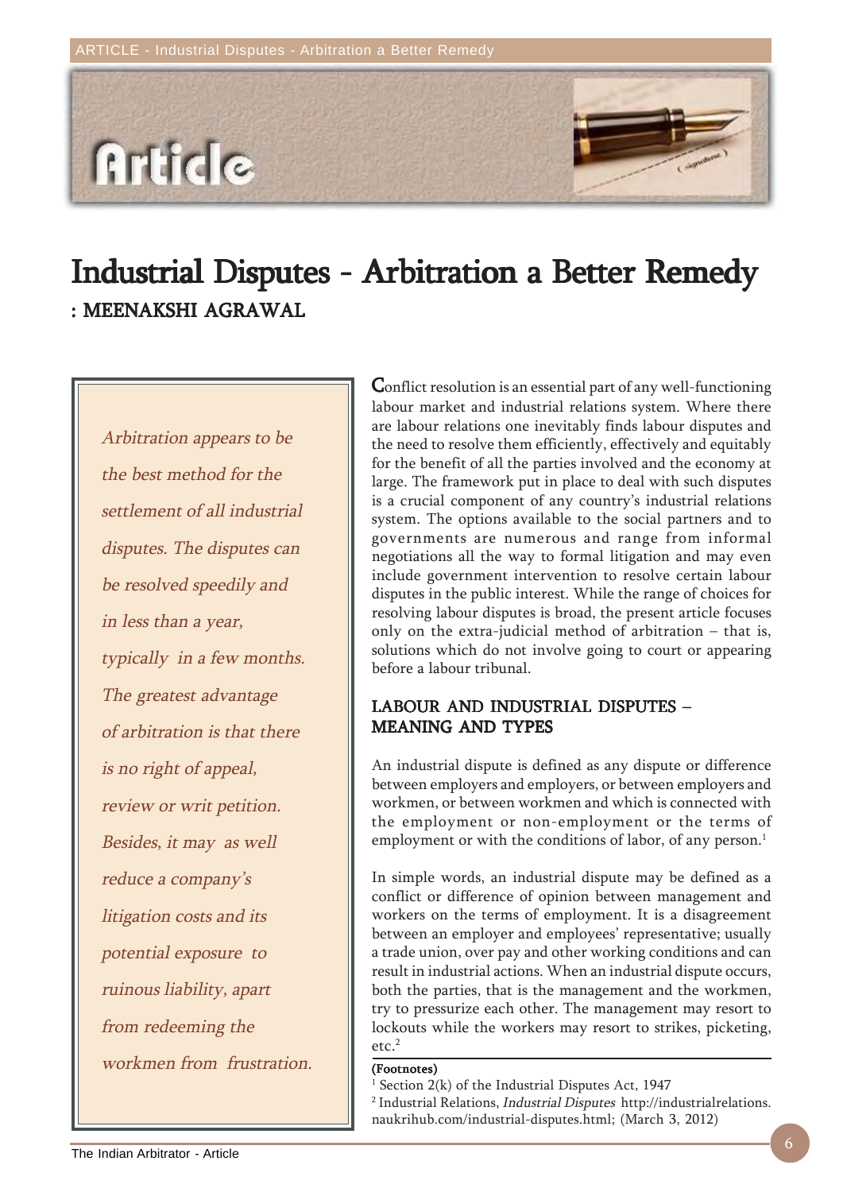# Industrial Disputes - Arbitration a Better Remedy

**: MEENAKSHI AGRAWAL**

> *Arbitration appears to be the best method for the settlement of all industrial disputes. The disputes can be resolved speedily and in less than a year, typically in a few months. The greatest advantage of arbitration is that there is no right of appeal, review or writ petition. Besides, it may as well reduce a company's litigation costs and its potential exposure to ruinous liability, apart from redeeming the workmen from frustration.*

Conflict resolution is an essential part of any well-functioning labour market and industrial relations system. Where there are labour relations one inevitably finds labour disputes and the need to resolve them efficiently, effectively and equitably for the benefit of all the parties involved and the economy at large. The framework put in place to deal with such disputes is a crucial component of any country's industrial relations system. The options available to the social partners and to governments are numerous and range from informal negotiations all the way to formal litigation and may even include government intervention to resolve certain labour disputes in the public interest. While the range of choices for resolving labour disputes is broad, the present article focuses only on the extra-judicial method of arbitration – that is, solutions which do not involve going to court or appearing before a labour tribunal.

## LABOUR AND INDUSTRIAL DISPUTES – MEANING AND TYPES

An industrial dispute is defined as any dispute or difference between employers and employers, or between employers and workmen, or between workmen and which is connected with the employment or non-employment or the terms of employment or with the conditions of labor, of any person.[1]

In simple words, an industrial dispute may be defined as a conflict or difference of opinion between management and workers on the terms of employment. It is a disagreement between an employer and employees' representative; usually a trade union, over pay and other working conditions and can result in industrial actions. When an industrial dispute occurs, both the parties, that is the management and the workmen, try to pressurize each other. The management may resort to lockouts while the workers may resort to strikes, picketing, etc.[2]

**(Footnotes)**

[1] Section 2(k) of the Industrial Disputes Act, 1947

[2] Industrial Relations, *Industrial Disputes* http://industrialrelations.naukrihub.com/industrial-disputes.html; (March 3, 2012)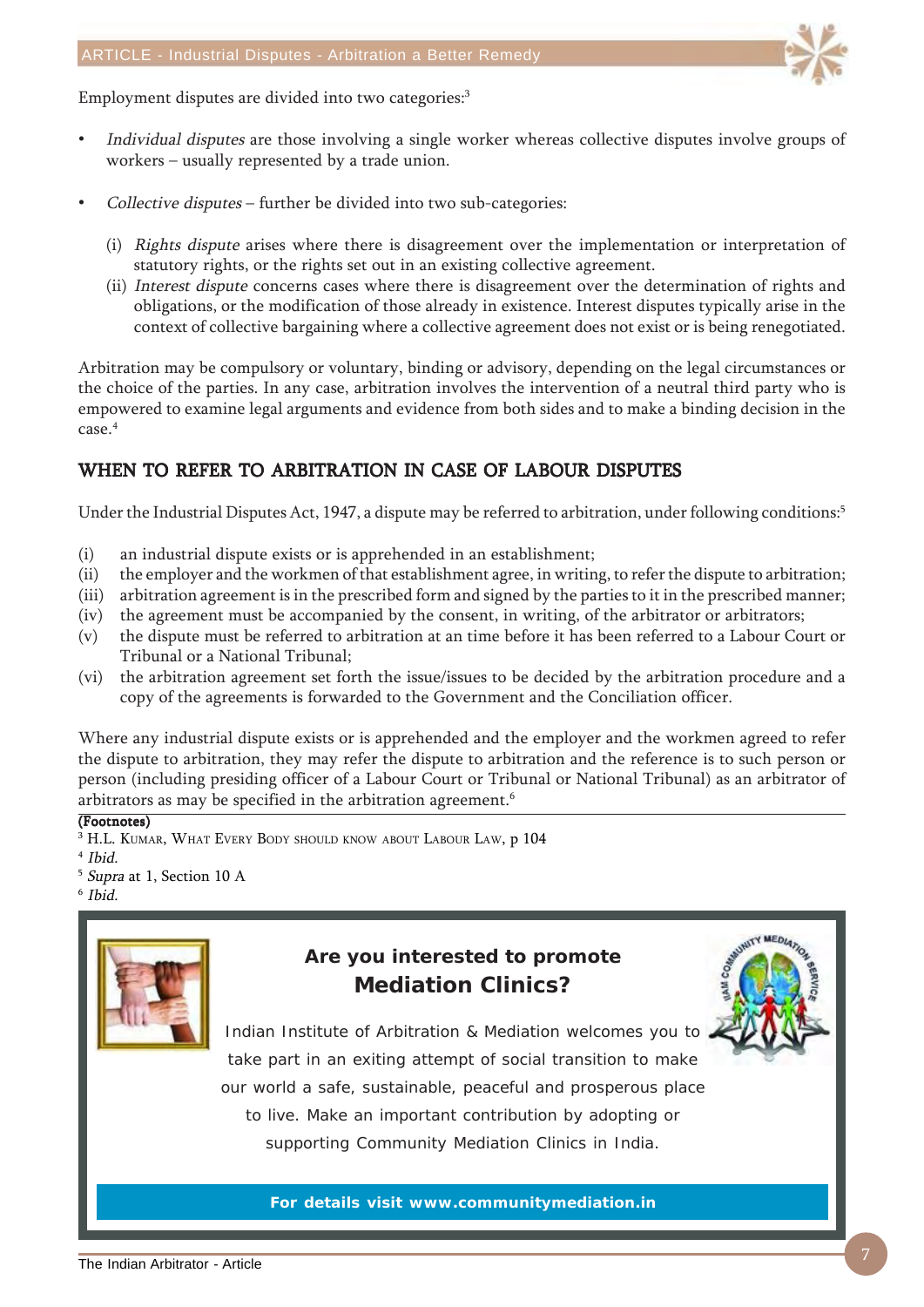Employment disputes are divided into two categories:[3]

- *Individual disputes* are those involving a single worker whereas collective disputes involve groups of workers – usually represented by a trade union.

- *Collective disputes* – further be divided into two sub-categories:

  (i) *Rights dispute* arises where there is disagreement over the implementation or interpretation of statutory rights, or the rights set out in an existing collective agreement.

  (ii) *Interest dispute* concerns cases where there is disagreement over the determination of rights and obligations, or the modification of those already in existence. Interest disputes typically arise in the context of collective bargaining where a collective agreement does not exist or is being renegotiated.

Arbitration may be compulsory or voluntary, binding or advisory, depending on the legal circumstances or the choice of the parties. In any case, arbitration involves the intervention of a neutral third party who is empowered to examine legal arguments and evidence from both sides and to make a binding decision in the case.[4]

## WHEN TO REFER TO ARBITRATION IN CASE OF LABOUR DISPUTES

Under the Industrial Disputes Act, 1947, a dispute may be referred to arbitration, under following conditions:[5]

(i) an industrial dispute exists or is apprehended in an establishment;

(ii) the employer and the workmen of that establishment agree, in writing, to refer the dispute to arbitration;

(iii) arbitration agreement is in the prescribed form and signed by the parties to it in the prescribed manner;

(iv) the agreement must be accompanied by the consent, in writing, of the arbitrator or arbitrators;

(v) the dispute must be referred to arbitration at an time before it has been referred to a Labour Court or Tribunal or a National Tribunal;

(vi) the arbitration agreement set forth the issue/issues to be decided by the arbitration procedure and a copy of the agreements is forwarded to the Government and the Conciliation officer.

Where any industrial dispute exists or is apprehended and the employer and the workmen agreed to refer the dispute to arbitration, they may refer the dispute to arbitration and the reference is to such person or person (including presiding officer of a Labour Court or Tribunal or National Tribunal) as an arbitrator of arbitrators as may be specified in the arbitration agreement.[6]

**(Footnotes)**

[3] H.L. Kumar, What Every Body should know about Labour Law, p 104

[4] *Ibid.*

[5] *Supra* at 1, Section 10 A

[6] *Ibid.*

---

**Are you interested to promote Mediation Clinics?**

Indian Institute of Arbitration & Mediation welcomes you to take part in an exiting attempt of social transition to make our world a safe, sustainable, peaceful and prosperous place to live. Make an important contribution by adopting or supporting Community Mediation Clinics in India.

**For details visit www.communitymediation.in**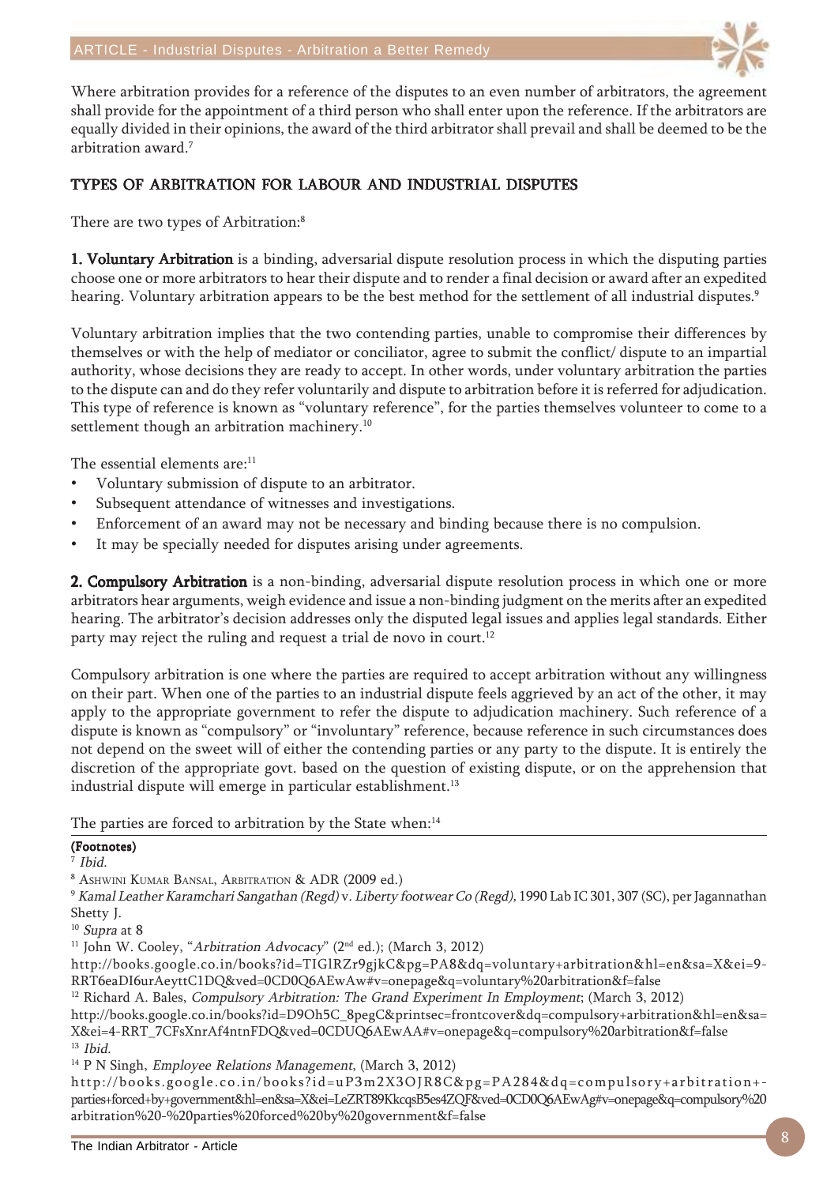Where arbitration provides for a reference of the disputes to an even number of arbitrators, the agreement shall provide for the appointment of a third person who shall enter upon the reference. If the arbitrators are equally divided in their opinions, the award of the third arbitrator shall prevail and shall be deemed to be the arbitration award.[7]

## TYPES OF ARBITRATION FOR LABOUR AND INDUSTRIAL DISPUTES

There are two types of Arbitration:[8]

**1. Voluntary Arbitration** is a binding, adversarial dispute resolution process in which the disputing parties choose one or more arbitrators to hear their dispute and to render a final decision or award after an expedited hearing. Voluntary arbitration appears to be the best method for the settlement of all industrial disputes.[9]

Voluntary arbitration implies that the two contending parties, unable to compromise their differences by themselves or with the help of mediator or conciliator, agree to submit the conflict/ dispute to an impartial authority, whose decisions they are ready to accept. In other words, under voluntary arbitration the parties to the dispute can and do they refer voluntarily and dispute to arbitration before it is referred for adjudication. This type of reference is known as "voluntary reference", for the parties themselves volunteer to come to a settlement though an arbitration machinery.[10]

The essential elements are:[11]

- Voluntary submission of dispute to an arbitrator.
- Subsequent attendance of witnesses and investigations.
- Enforcement of an award may not be necessary and binding because there is no compulsion.
- It may be specially needed for disputes arising under agreements.

**2. Compulsory Arbitration** is a non-binding, adversarial dispute resolution process in which one or more arbitrators hear arguments, weigh evidence and issue a non-binding judgment on the merits after an expedited hearing. The arbitrator's decision addresses only the disputed legal issues and applies legal standards. Either party may reject the ruling and request a trial de novo in court.[12]

Compulsory arbitration is one where the parties are required to accept arbitration without any willingness on their part. When one of the parties to an industrial dispute feels aggrieved by an act of the other, it may apply to the appropriate government to refer the dispute to adjudication machinery. Such reference of a dispute is known as "compulsory" or "involuntary" reference, because reference in such circumstances does not depend on the sweet will of either the contending parties or any party to the dispute. It is entirely the discretion of the appropriate govt. based on the question of existing dispute, or on the apprehension that industrial dispute will emerge in particular establishment.[13]

The parties are forced to arbitration by the State when:[14]

---

**(Footnotes)**

[7] *Ibid.*

[8] Ashwini Kumar Bansal, Arbitration & ADR (2009 ed.)

[9] *Kamal Leather Karamchari Sangathan (Regd)* v. *Liberty footwear Co (Regd),* 1990 Lab IC 301, 307 (SC), per Jagannathan Shetty J.

[10] *Supra* at 8

[11] John W. Cooley, "*Arbitration Advocacy*" (2nd ed.); (March 3, 2012) http://books.google.co.in/books?id=TIGlRZr9gjkC&pg=PA8&dq=voluntary+arbitration&hl=en&sa=X&ei=9-RRT6eaDI6urAeyttC1DQ&ved=0CD0Q6AEwAw#v=onepage&q=voluntary%20arbitration&f=false

[12] Richard A. Bales, *Compulsory Arbitration: The Grand Experiment In Employment*; (March 3, 2012) http://books.google.co.in/books?id=D9Oh5C_8pegC&printsec=frontcover&dq=compulsory+arbitration&hl=en&sa=X&ei=4-RRT_7CFsXnrAf4ntnFDQ&ved=0CDUQ6AEwAA#v=onepage&q=compulsory%20arbitration&f=false

[13] *Ibid.*

[14] P N Singh, *Employee Relations Management*, (March 3, 2012) http://books.google.co.in/books?id=uP3m2X3OJR8C&pg=PA284&dq=compulsory+arbitration+-parties+forced+by+government&hl=en&sa=X&ei=LeZRT89KkcqsB5es4ZQF&ved=0CD0Q6AEwAg#v=onepage&q=compulsory%20arbitration%20-%20parties%20forced%20by%20government&f=false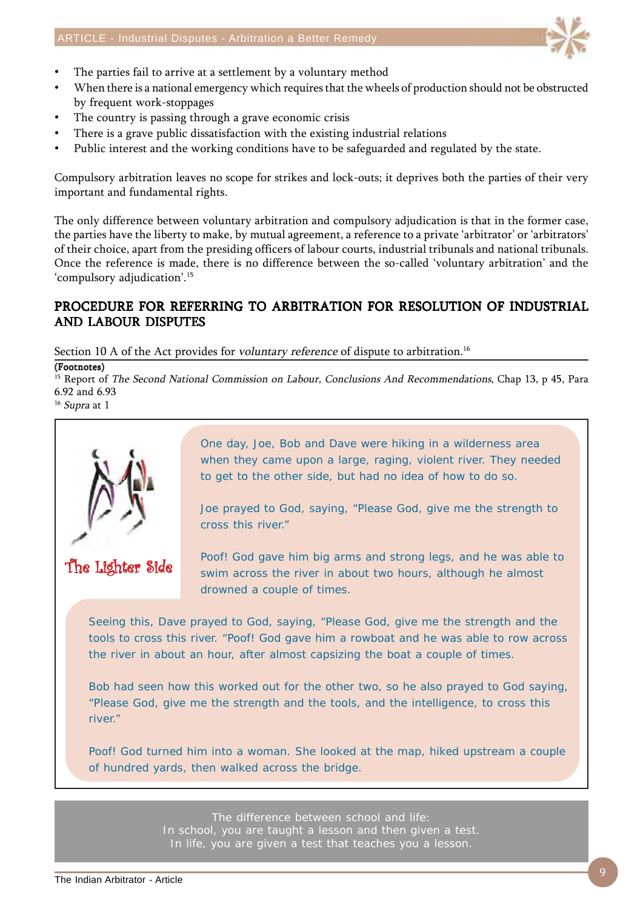- The parties fail to arrive at a settlement by a voluntary method
- When there is a national emergency which requires that the wheels of production should not be obstructed by frequent work-stoppages
- The country is passing through a grave economic crisis
- There is a grave public dissatisfaction with the existing industrial relations
- Public interest and the working conditions have to be safeguarded and regulated by the state.

Compulsory arbitration leaves no scope for strikes and lock-outs; it deprives both the parties of their very important and fundamental rights.

The only difference between voluntary arbitration and compulsory adjudication is that in the former case, the parties have the liberty to make, by mutual agreement, a reference to a private 'arbitrator' or 'arbitrators' of their choice, apart from the presiding officers of labour courts, industrial tribunals and national tribunals. Once the reference is made, there is no difference between the so-called 'voluntary arbitration' and the 'compulsory adjudication'.[15]

## PROCEDURE FOR REFERRING TO ARBITRATION FOR RESOLUTION OF INDUSTRIAL AND LABOUR DISPUTES

Section 10 A of the Act provides for *voluntary reference* of dispute to arbitration.[16]

**(Footnotes)**

[15] Report of *The Second National Commission on Labour, Conclusions And Recommendations*, Chap 13, p 45, Para 6.92 and 6.93

[16] *Supra* at 1

**The Lighter Side**

One day, Joe, Bob and Dave were hiking in a wilderness area when they came upon a large, raging, violent river. They needed to get to the other side, but had no idea of how to do so.

Joe prayed to God, saying, "Please God, give me the strength to cross this river."

Poof! God gave him big arms and strong legs, and he was able to swim across the river in about two hours, although he almost drowned a couple of times.

Seeing this, Dave prayed to God, saying, "Please God, give me the strength and the tools to cross this river. "Poof! God gave him a rowboat and he was able to row across the river in about an hour, after almost capsizing the boat a couple of times.

Bob had seen how this worked out for the other two, so he also prayed to God saying, "Please God, give me the strength and the tools, and the intelligence, to cross this river."

Poof! God turned him into a woman. She looked at the map, hiked upstream a couple of hundred yards, then walked across the bridge.

The difference between school and life:
In school, you are taught a lesson and then given a test.
In life, you are given a test that teaches you a lesson.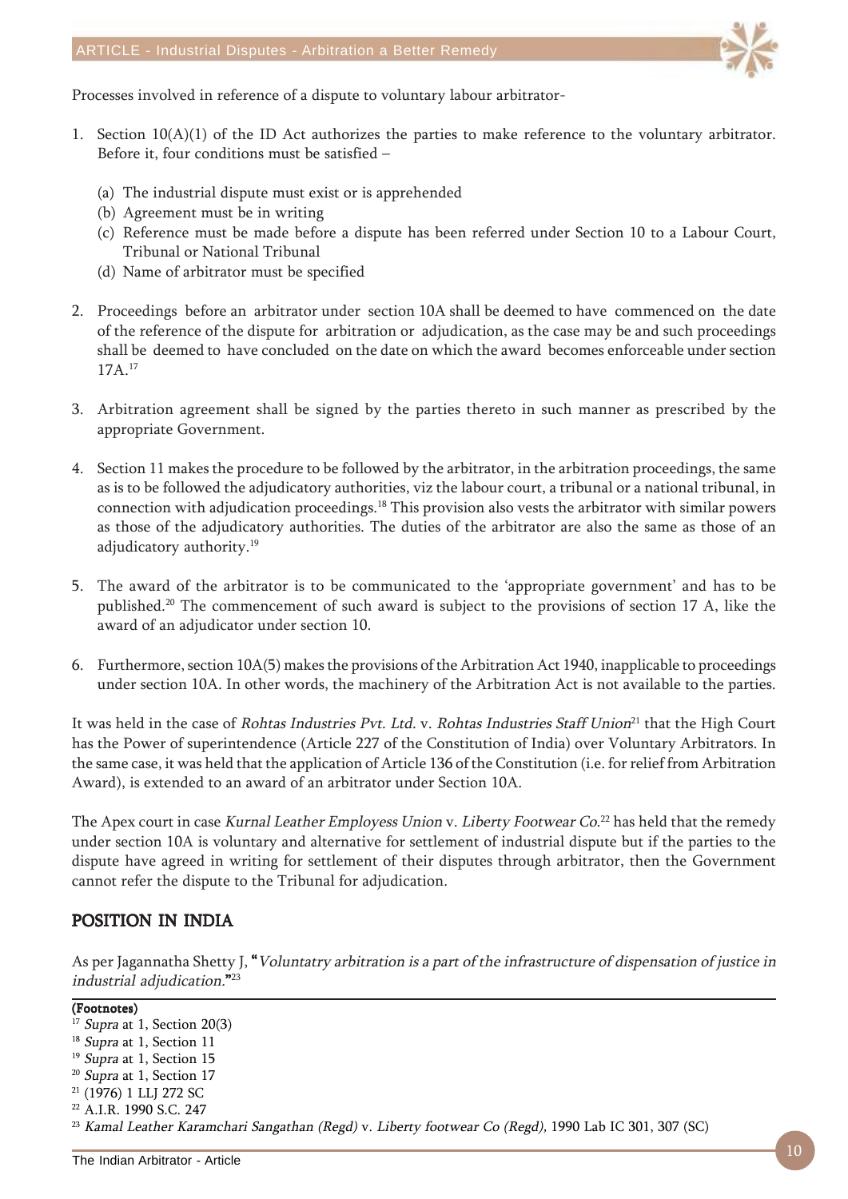Processes involved in reference of a dispute to voluntary labour arbitrator-

1. Section 10(A)(1) of the ID Act authorizes the parties to make reference to the voluntary arbitrator. Before it, four conditions must be satisfied –

   (a) The industrial dispute must exist or is apprehended
   (b) Agreement must be in writing
   (c) Reference must be made before a dispute has been referred under Section 10 to a Labour Court, Tribunal or National Tribunal
   (d) Name of arbitrator must be specified

2. Proceedings before an arbitrator under section 10A shall be deemed to have commenced on the date of the reference of the dispute for arbitration or adjudication, as the case may be and such proceedings shall be deemed to have concluded on the date on which the award becomes enforceable under section 17A.[17]

3. Arbitration agreement shall be signed by the parties thereto in such manner as prescribed by the appropriate Government.

4. Section 11 makes the procedure to be followed by the arbitrator, in the arbitration proceedings, the same as is to be followed the adjudicatory authorities, viz the labour court, a tribunal or a national tribunal, in connection with adjudication proceedings.[18] This provision also vests the arbitrator with similar powers as those of the adjudicatory authorities. The duties of the arbitrator are also the same as those of an adjudicatory authority.[19]

5. The award of the arbitrator is to be communicated to the 'appropriate government' and has to be published.[20] The commencement of such award is subject to the provisions of section 17 A, like the award of an adjudicator under section 10.

6. Furthermore, section 10A(5) makes the provisions of the Arbitration Act 1940, inapplicable to proceedings under section 10A. In other words, the machinery of the Arbitration Act is not available to the parties.

It was held in the case of *Rohtas Industries Pvt. Ltd.* v. *Rohtas Industries Staff Union*[21] that the High Court has the Power of superintendence (Article 227 of the Constitution of India) over Voluntary Arbitrators. In the same case, it was held that the application of Article 136 of the Constitution (i.e. for relief from Arbitration Award), is extended to an award of an arbitrator under Section 10A.

The Apex court in case *Kurnal Leather Employess Union* v. *Liberty Footwear Co.*[22] has held that the remedy under section 10A is voluntary and alternative for settlement of industrial dispute but if the parties to the dispute have agreed in writing for settlement of their disputes through arbitrator, then the Government cannot refer the dispute to the Tribunal for adjudication.

## POSITION IN INDIA

As per Jagannatha Shetty J, **"***Voluntatry arbitration is a part of the infrastructure of dispensation of justice in industrial adjudication.***"**[23]

---

**(Footnotes)**

[17] *Supra* at 1, Section 20(3)
[18] *Supra* at 1, Section 11
[19] *Supra* at 1, Section 15
[20] *Supra* at 1, Section 17
[21] (1976) 1 LLJ 272 SC
[22] A.I.R. 1990 S.C. 247
[23] *Kamal Leather Karamchari Sangathan (Regd)* v. *Liberty footwear Co (Regd)*, 1990 Lab IC 301, 307 (SC)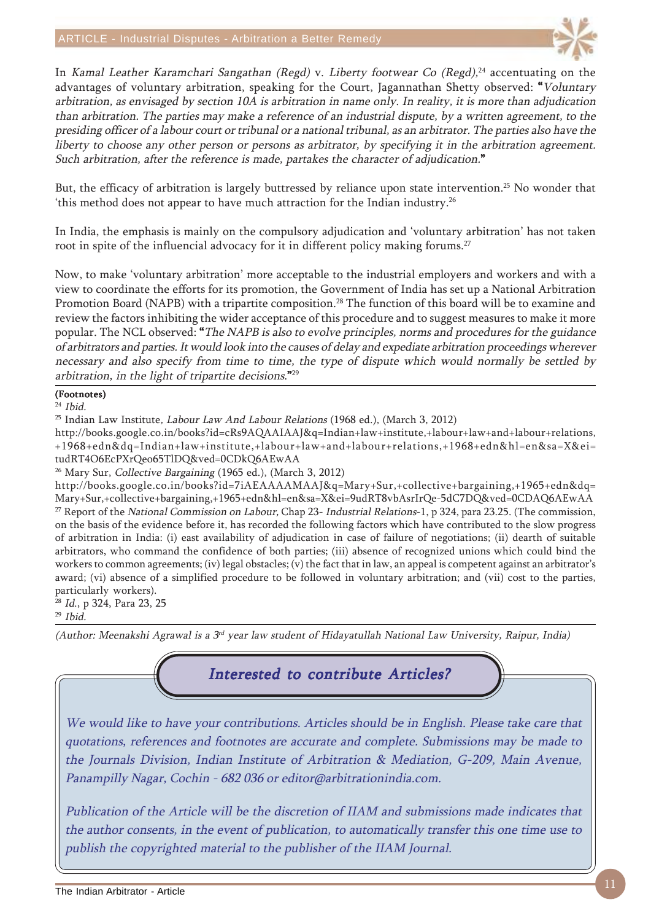In *Kamal Leather Karamchari Sangathan (Regd)* v. *Liberty footwear Co (Regd)*,[24] accentuating on the advantages of voluntary arbitration, speaking for the Court, Jagannathan Shetty observed: "*Voluntary arbitration, as envisaged by section 10A is arbitration in name only. In reality, it is more than adjudication than arbitration. The parties may make a reference of an industrial dispute, by a written agreement, to the presiding officer of a labour court or tribunal or a national tribunal, as an arbitrator. The parties also have the liberty to choose any other person or persons as arbitrator, by specifying it in the arbitration agreement. Such arbitration, after the reference is made, partakes the character of adjudication.*"

But, the efficacy of arbitration is largely buttressed by reliance upon state intervention.[25] No wonder that 'this method does not appear to have much attraction for the Indian industry.[26]

In India, the emphasis is mainly on the compulsory adjudication and 'voluntary arbitration' has not taken root in spite of the influencial advocacy for it in different policy making forums.[27]

Now, to make 'voluntary arbitration' more acceptable to the industrial employers and workers and with a view to coordinate the efforts for its promotion, the Government of India has set up a National Arbitration Promotion Board (NAPB) with a tripartite composition.[28] The function of this board will be to examine and review the factors inhibiting the wider acceptance of this procedure and to suggest measures to make it more popular. The NCL observed: "*The NAPB is also to evolve principles, norms and procedures for the guidance of arbitrators and parties. It would look into the causes of delay and expediate arbitration proceedings wherever necessary and also specify from time to time, the type of dispute which would normally be settled by arbitration, in the light of tripartite decisions.*"[29]

**(Footnotes)**

[24] *Ibid.*

[25] Indian Law Institute, *Labour Law And Labour Relations* (1968 ed.), (March 3, 2012) http://books.google.co.in/books?id=cRs9AQAAIAAJ&q=Indian+law+institute,+labour+law+and+labour+relations,+1968+edn&dq=Indian+law+institute,+labour+law+and+labour+relations,+1968+edn&hl=en&sa=X&ei=tudRT4O6EcPXrQeo65TlDQ&ved=0CDkQ6AEwAA

[26] Mary Sur, *Collective Bargaining* (1965 ed.), (March 3, 2012) http://books.google.co.in/books?id=7iAEAAAAMAAJ&q=Mary+Sur,+collective+bargaining,+1965+edn&dq=Mary+Sur,+collective+bargaining,+1965+edn&hl=en&sa=X&ei=9udRT8vbAsrIrQe-5dC7DQ&ved=0CDAQ6AEwAA

[27] Report of the *National Commission on Labour,* Chap 23- *Industrial Relations*-1, p 324, para 23.25. (The commission, on the basis of the evidence before it, has recorded the following factors which have contributed to the slow progress of arbitration in India: (i) east availability of adjudication in case of failure of negotiations; (ii) dearth of suitable arbitrators, who command the confidence of both parties; (iii) absence of recognized unions which could bind the workers to common agreements; (iv) legal obstacles; (v) the fact that in law, an appeal is competent against an arbitrator's award; (vi) absence of a simplified procedure to be followed in voluntary arbitration; and (vii) cost to the parties, particularly workers).

[28] *Id.*, p 324, Para 23, 25

[29] *Ibid.*

*(Author: Meenakshi Agrawal is a 3rd year law student of Hidayatullah National Law University, Raipur, India)*

## *Interested to contribute Articles?*

*We would like to have your contributions. Articles should be in English. Please take care that quotations, references and footnotes are accurate and complete. Submissions may be made to the Journals Division, Indian Institute of Arbitration & Mediation, G-209, Main Avenue, Panampilly Nagar, Cochin - 682 036 or editor@arbitrationindia.com.*

*Publication of the Article will be the discretion of IIAM and submissions made indicates that the author consents, in the event of publication, to automatically transfer this one time use to publish the copyrighted material to the publisher of the IIAM Journal.*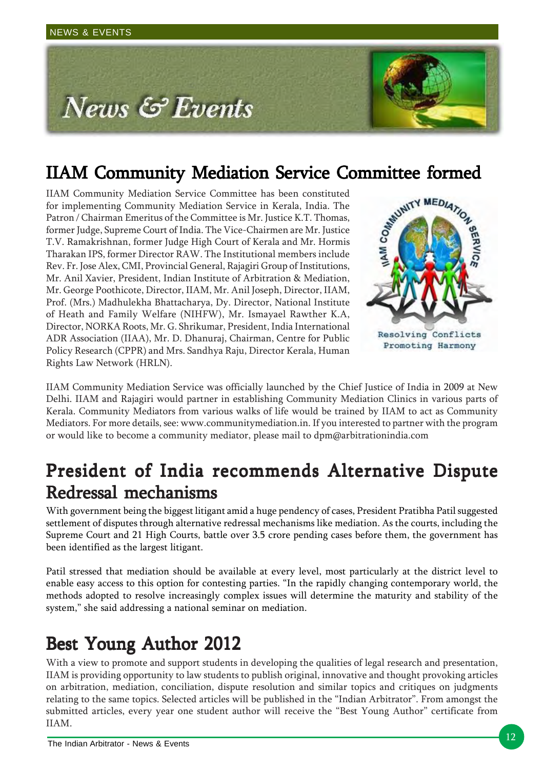# News & Events

## IIAM Community Mediation Service Committee formed

IIAM Community Mediation Service Committee has been constituted for implementing Community Mediation Service in Kerala, India. The Patron / Chairman Emeritus of the Committee is Mr. Justice K.T. Thomas, former Judge, Supreme Court of India. The Vice-Chairmen are Mr. Justice T.V. Ramakrishnan, former Judge High Court of Kerala and Mr. Hormis Tharakan IPS, former Director RAW. The Institutional members include Rev. Fr. Jose Alex, CMI, Provincial General, Rajagiri Group of Institutions, Mr. Anil Xavier, President, Indian Institute of Arbitration & Mediation, Mr. George Poothicote, Director, IIAM, Mr. Anil Joseph, Director, IIAM, Prof. (Mrs.) Madhulekha Bhattacharya, Dy. Director, National Institute of Heath and Family Welfare (NIHFW), Mr. Ismayael Rawther K.A, Director, NORKA Roots, Mr. G. Shrikumar, President, India International ADR Association (IIAA), Mr. D. Dhanuraj, Chairman, Centre for Public Policy Research (CPPR) and Mrs. Sandhya Raju, Director Kerala, Human Rights Law Network (HRLN).

IAM COMMUNITY MEDIATION SERVICE
Resolving Conflicts
Promoting Harmony

IIAM Community Mediation Service was officially launched by the Chief Justice of India in 2009 at New Delhi. IIAM and Rajagiri would partner in establishing Community Mediation Clinics in various parts of Kerala. Community Mediators from various walks of life would be trained by IIAM to act as Community Mediators. For more details, see: www.communitymediation.in. If you interested to partner with the program or would like to become a community mediator, please mail to dpm@arbitrationindia.com

## President of India recommends Alternative Dispute Redressal mechanisms

With government being the biggest litigant amid a huge pendency of cases, President Pratibha Patil suggested settlement of disputes through alternative redressal mechanisms like mediation. As the courts, including the Supreme Court and 21 High Courts, battle over 3.5 crore pending cases before them, the government has been identified as the largest litigant.

Patil stressed that mediation should be available at every level, most particularly at the district level to enable easy access to this option for contesting parties. "In the rapidly changing contemporary world, the methods adopted to resolve increasingly complex issues will determine the maturity and stability of the system," she said addressing a national seminar on mediation.

## Best Young Author 2012

With a view to promote and support students in developing the qualities of legal research and presentation, IIAM is providing opportunity to law students to publish original, innovative and thought provoking articles on arbitration, mediation, conciliation, dispute resolution and similar topics and critiques on judgments relating to the same topics. Selected articles will be published in the "Indian Arbitrator". From amongst the submitted articles, every year one student author will receive the "Best Young Author" certificate from IIAM.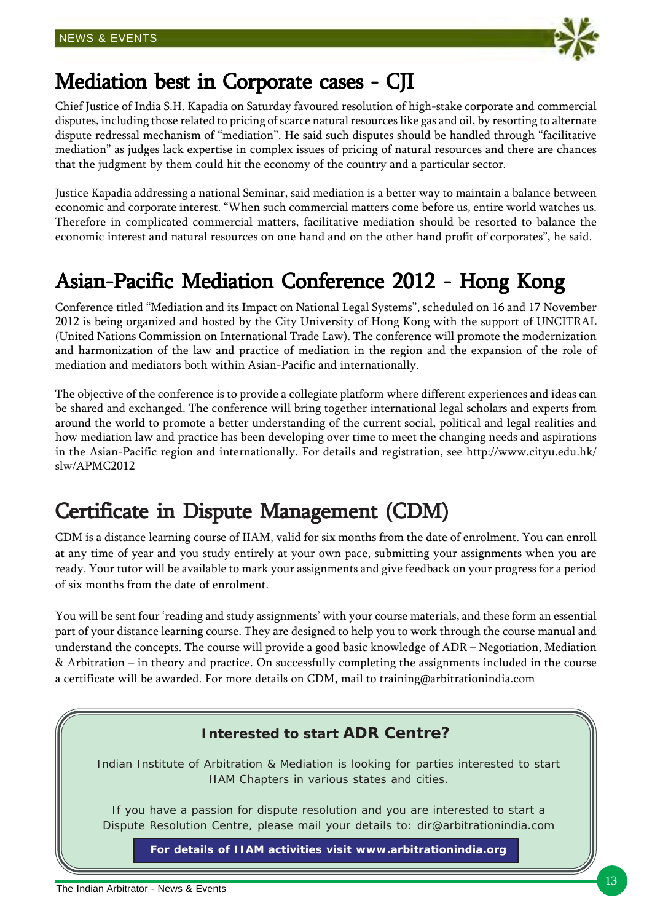# Mediation best in Corporate cases - CJI

Chief Justice of India S.H. Kapadia on Saturday favoured resolution of high-stake corporate and commercial disputes, including those related to pricing of scarce natural resources like gas and oil, by resorting to alternate dispute redressal mechanism of "mediation". He said such disputes should be handled through "facilitative mediation" as judges lack expertise in complex issues of pricing of natural resources and there are chances that the judgment by them could hit the economy of the country and a particular sector.

Justice Kapadia addressing a national Seminar, said mediation is a better way to maintain a balance between economic and corporate interest. "When such commercial matters come before us, entire world watches us. Therefore in complicated commercial matters, facilitative mediation should be resorted to balance the economic interest and natural resources on one hand and on the other hand profit of corporates", he said.

# Asian-Pacific Mediation Conference 2012 - Hong Kong

Conference titled "Mediation and its Impact on National Legal Systems", scheduled on 16 and 17 November 2012 is being organized and hosted by the City University of Hong Kong with the support of UNCITRAL (United Nations Commission on International Trade Law). The conference will promote the modernization and harmonization of the law and practice of mediation in the region and the expansion of the role of mediation and mediators both within Asian-Pacific and internationally.

The objective of the conference is to provide a collegiate platform where different experiences and ideas can be shared and exchanged. The conference will bring together international legal scholars and experts from around the world to promote a better understanding of the current social, political and legal realities and how mediation law and practice has been developing over time to meet the changing needs and aspirations in the Asian-Pacific region and internationally. For details and registration, see http://www.cityu.edu.hk/slw/APMC2012

# Certificate in Dispute Management (CDM)

CDM is a distance learning course of IIAM, valid for six months from the date of enrolment. You can enroll at any time of year and you study entirely at your own pace, submitting your assignments when you are ready. Your tutor will be available to mark your assignments and give feedback on your progress for a period of six months from the date of enrolment.

You will be sent four 'reading and study assignments' with your course materials, and these form an essential part of your distance learning course. They are designed to help you to work through the course manual and understand the concepts. The course will provide a good basic knowledge of ADR – Negotiation, Mediation & Arbitration – in theory and practice. On successfully completing the assignments included in the course a certificate will be awarded. For more details on CDM, mail to training@arbitrationindia.com

**Interested to start ADR Centre?**

Indian Institute of Arbitration & Mediation is looking for parties interested to start IIAM Chapters in various states and cities.

If you have a passion for dispute resolution and you are interested to start a Dispute Resolution Centre, please mail your details to: dir@arbitrationindia.com

**For details of IIAM activities visit www.arbitrationindia.org**